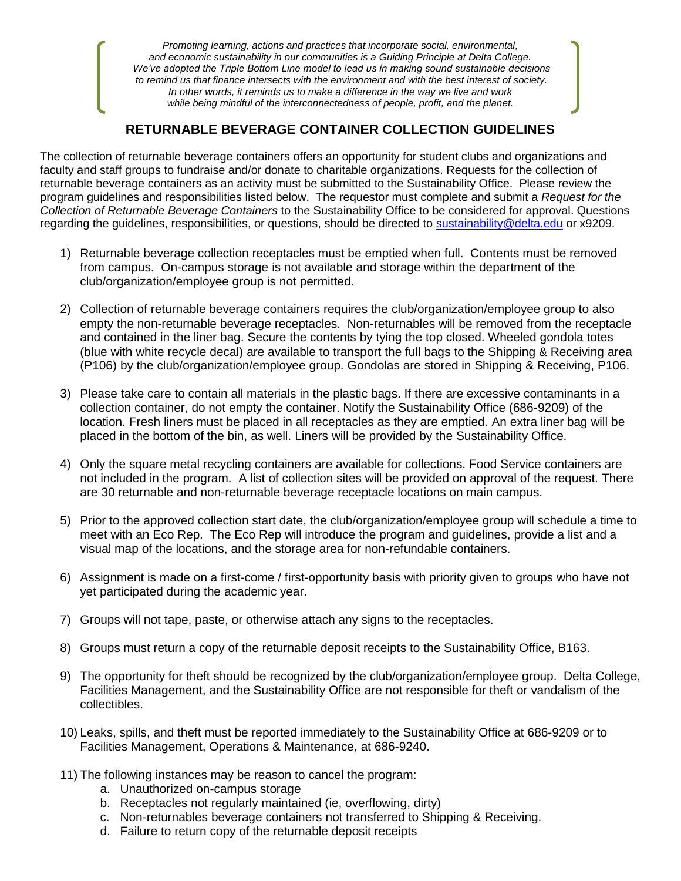*Promoting learning, actions and practices that incorporate social, environmental, and economic sustainability in our communities is a Guiding Principle at Delta College. We've adopted the Triple Bottom Line model to lead us in making sound sustainable decisions to remind us that finance intersects with the environment and with the best interest of society. In other words, it reminds us to make a difference in the way we live and work while being mindful of the interconnectedness of people, profit, and the planet.*

## RETURNABLE BEVERAGE CONTAINER COLLECTION GUIDELINES

The collection of returnable beverage containers offers an opportunity for student clubs and organizations and faculty and staff groups to fundraise and/or donate to charitable organizations. Requests for the collection of returnable beverage containers as an activity must be submitted to the Sustainability Office. Please review the program guidelines and responsibilities listed below. The requestor must complete and submit a *Request for the Collection of Returnable Beverage Containers* to the Sustainability Office to be considered for approval. Questions regarding the guidelines, responsibilities, or questions, should be directed to sustainability@delta.edu or x9209.

1) Returnable beverage collection receptacles must be emptied when full. Contents must be removed from campus. On-campus storage is not available and storage within the department of the club/organization/employee group is not permitted.

2) Collection of returnable beverage containers requires the club/organization/employee group to also empty the non-returnable beverage receptacles. Non-returnables will be removed from the receptacle and contained in the liner bag. Secure the contents by tying the top closed. Wheeled gondola totes (blue with white recycle decal) are available to transport the full bags to the Shipping & Receiving area (P106) by the club/organization/employee group. Gondolas are stored in Shipping & Receiving, P106.

3) Please take care to contain all materials in the plastic bags. If there are excessive contaminants in a collection container, do not empty the container. Notify the Sustainability Office (686-9209) of the location. Fresh liners must be placed in all receptacles as they are emptied. An extra liner bag will be placed in the bottom of the bin, as well. Liners will be provided by the Sustainability Office.

4) Only the square metal recycling containers are available for collections. Food Service containers are not included in the program. A list of collection sites will be provided on approval of the request. There are 30 returnable and non-returnable beverage receptacle locations on main campus.

5) Prior to the approved collection start date, the club/organization/employee group will schedule a time to meet with an Eco Rep. The Eco Rep will introduce the program and guidelines, provide a list and a visual map of the locations, and the storage area for non-refundable containers.

6) Assignment is made on a first-come / first-opportunity basis with priority given to groups who have not yet participated during the academic year.

7) Groups will not tape, paste, or otherwise attach any signs to the receptacles.

8) Groups must return a copy of the returnable deposit receipts to the Sustainability Office, B163.

9) The opportunity for theft should be recognized by the club/organization/employee group. Delta College, Facilities Management, and the Sustainability Office are not responsible for theft or vandalism of the collectibles.

10) Leaks, spills, and theft must be reported immediately to the Sustainability Office at 686-9209 or to Facilities Management, Operations & Maintenance, at 686-9240.

11) The following instances may be reason to cancel the program:
    a. Unauthorized on-campus storage
    b. Receptacles not regularly maintained (ie, overflowing, dirty)
    c. Non-returnables beverage containers not transferred to Shipping & Receiving.
    d. Failure to return copy of the returnable deposit receipts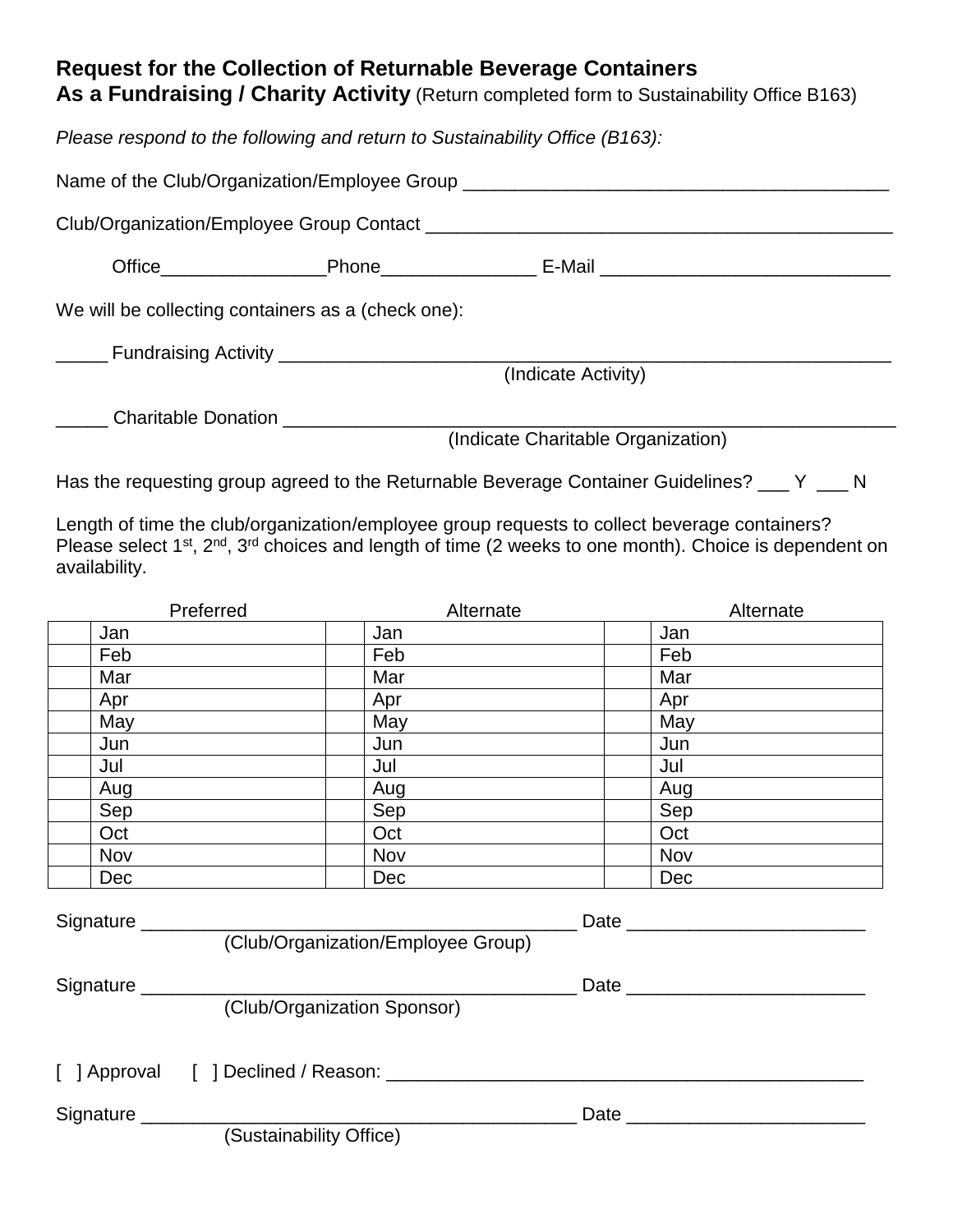## Request for the Collection of Returnable Beverage Containers
## As a Fundraising / Charity Activity (Return completed form to Sustainability Office B163)

*Please respond to the following and return to Sustainability Office (B163):*

Name of the Club/Organization/Employee Group ________________________________________

Club/Organization/Employee Group Contact ____________________________________________

Office________________Phone_______________ E-Mail ____________________________

We will be collecting containers as a (check one):

_____ Fundraising Activity ___________________________________________________________
(Indicate Activity)

_____ Charitable Donation ___________________________________________________________
(Indicate Charitable Organization)

Has the requesting group agreed to the Returnable Beverage Container Guidelines? ___ Y ___ N

Length of time the club/organization/employee group requests to collect beverage containers? Please select 1st, 2nd, 3rd choices and length of time (2 weeks to one month). Choice is dependent on availability.

| | Preferred | | Alternate | | Alternate |
|---|---|---|---|---|---|
| | Jan | | Jan | | Jan |
| | Feb | | Feb | | Feb |
| | Mar | | Mar | | Mar |
| | Apr | | Apr | | Apr |
| | May | | May | | May |
| | Jun | | Jun | | Jun |
| | Jul | | Jul | | Jul |
| | Aug | | Aug | | Aug |
| | Sep | | Sep | | Sep |
| | Oct | | Oct | | Oct |
| | Nov | | Nov | | Nov |
| | Dec | | Dec | | Dec |

Signature ________________________________________ Date ______________________
(Club/Organization/Employee Group)

Signature ________________________________________ Date ______________________
(Club/Organization Sponsor)

[ ] Approval [ ] Declined / Reason: _____________________________________________

Signature ________________________________________ Date ______________________
(Sustainability Office)